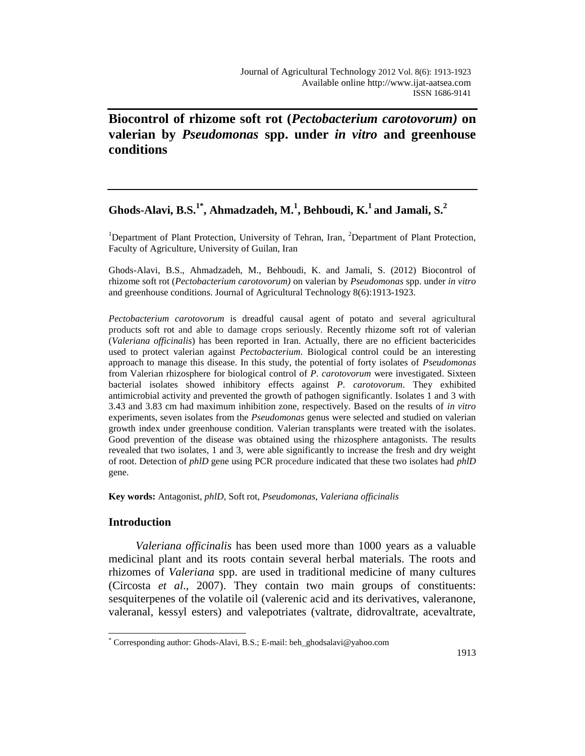# Biocontrol of rhizome soft rot (*Pectobacterium carotovorum)* on valerian by *Pseudomonas* spp. under *in vitro* and greenhouse conditions

**Ghods-Alavi, B.S.[1*], Ahmadzadeh, M.[1], Behboudi, K.[1] and Jamali, S.[2]**

[1]Department of Plant Protection, University of Tehran, Iran, [2]Department of Plant Protection, Faculty of Agriculture, University of Guilan, Iran

Ghods-Alavi, B.S., Ahmadzadeh, M., Behboudi, K. and Jamali, S. (2012) Biocontrol of rhizome soft rot (*Pectobacterium carotovorum)* on valerian by *Pseudomonas* spp. under *in vitro* and greenhouse conditions. Journal of Agricultural Technology 8(6):1913-1923.

*Pectobacterium carotovorum* is dreadful causal agent of potato and several agricultural products soft rot and able to damage crops seriously. Recently rhizome soft rot of valerian (*Valeriana officinalis*) has been reported in Iran. Actually, there are no efficient bactericides used to protect valerian against *Pectobacterium*. Biological control could be an interesting approach to manage this disease. In this study, the potential of forty isolates of *Pseudomonas* from Valerian rhizosphere for biological control of *P. carotovorum* were investigated. Sixteen bacterial isolates showed inhibitory effects against *P. carotovorum*. They exhibited antimicrobial activity and prevented the growth of pathogen significantly. Isolates 1 and 3 with 3.43 and 3.83 cm had maximum inhibition zone, respectively. Based on the results of *in vitro* experiments, seven isolates from the *Pseudomonas* genus were selected and studied on valerian growth index under greenhouse condition. Valerian transplants were treated with the isolates. Good prevention of the disease was obtained using the rhizosphere antagonists. The results revealed that two isolates, 1 and 3, were able significantly to increase the fresh and dry weight of root. Detection of *phlD* gene using PCR procedure indicated that these two isolates had *phlD* gene.

**Key words:** Antagonist, *phlD*, Soft rot, *Pseudomonas*, *Valeriana officinalis*

## Introduction

*Valeriana officinalis* has been used more than 1000 years as a valuable medicinal plant and its roots contain several herbal materials. The roots and rhizomes of *Valeriana* spp. are used in traditional medicine of many cultures (Circosta *et al*., 2007). They contain two main groups of constituents: sesquiterpenes of the volatile oil (valerenic acid and its derivatives, valeranone, valeranal, kessyl esters) and valepotriates (valtrate, didrovaltrate, acevaltrate,

[*] Corresponding author: Ghods-Alavi, B.S.; E-mail: beh_ghodsalavi@yahoo.com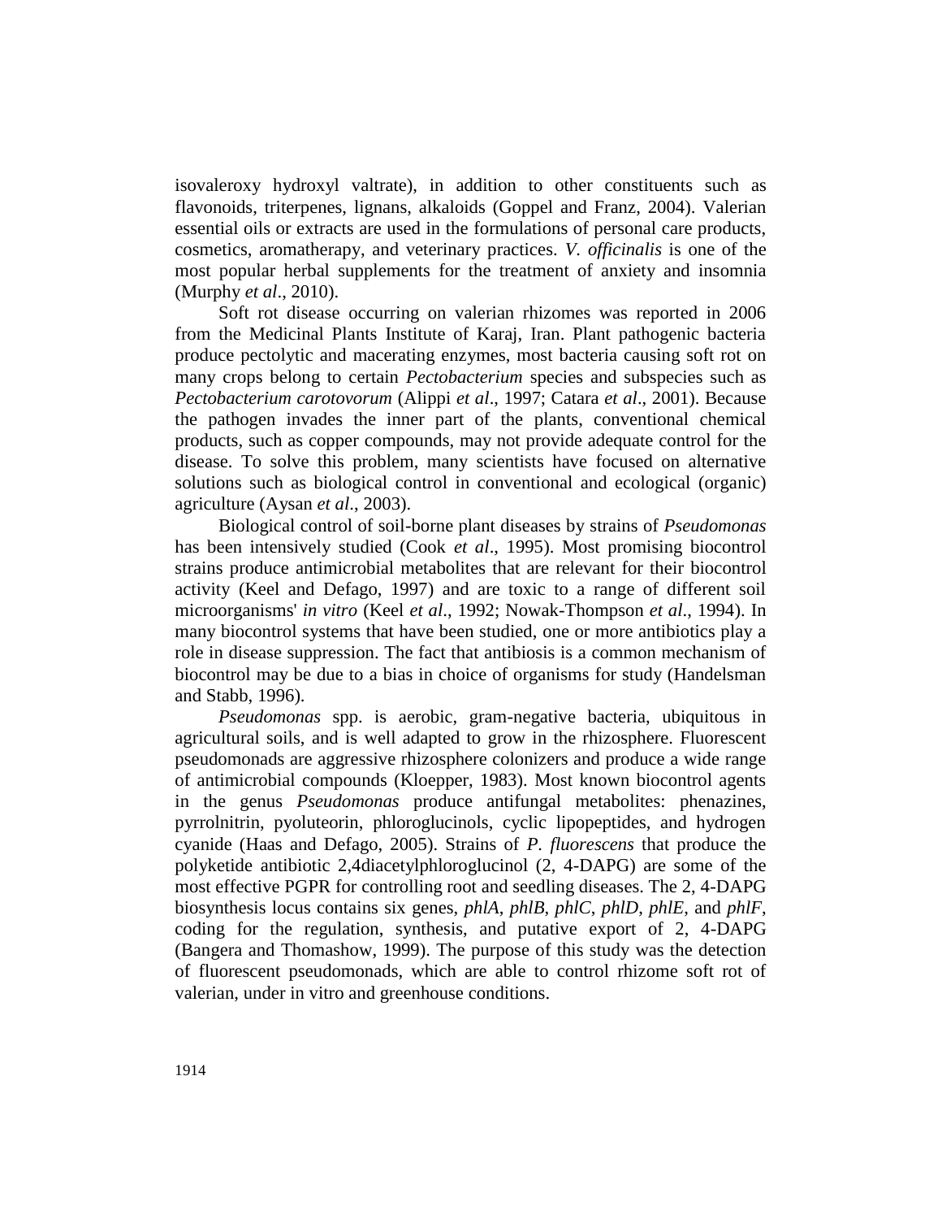isovaleroxy hydroxyl valtrate), in addition to other constituents such as flavonoids, triterpenes, lignans, alkaloids (Goppel and Franz, 2004). Valerian essential oils or extracts are used in the formulations of personal care products, cosmetics, aromatherapy, and veterinary practices. *V. officinalis* is one of the most popular herbal supplements for the treatment of anxiety and insomnia (Murphy *et al*., 2010).

Soft rot disease occurring on valerian rhizomes was reported in 2006 from the Medicinal Plants Institute of Karaj, Iran. Plant pathogenic bacteria produce pectolytic and macerating enzymes, most bacteria causing soft rot on many crops belong to certain *Pectobacterium* species and subspecies such as *Pectobacterium carotovorum* (Alippi *et al*., 1997; Catara *et al*., 2001). Because the pathogen invades the inner part of the plants, conventional chemical products, such as copper compounds, may not provide adequate control for the disease. To solve this problem, many scientists have focused on alternative solutions such as biological control in conventional and ecological (organic) agriculture (Aysan *et al*., 2003).

Biological control of soil-borne plant diseases by strains of *Pseudomonas* has been intensively studied (Cook *et al*., 1995). Most promising biocontrol strains produce antimicrobial metabolites that are relevant for their biocontrol activity (Keel and Defago, 1997) and are toxic to a range of different soil microorganisms' *in vitro* (Keel *et al*., 1992; Nowak-Thompson *et al*., 1994). In many biocontrol systems that have been studied, one or more antibiotics play a role in disease suppression. The fact that antibiosis is a common mechanism of biocontrol may be due to a bias in choice of organisms for study (Handelsman and Stabb, 1996).

*Pseudomonas* spp. is aerobic, gram-negative bacteria, ubiquitous in agricultural soils, and is well adapted to grow in the rhizosphere. Fluorescent pseudomonads are aggressive rhizosphere colonizers and produce a wide range of antimicrobial compounds (Kloepper, 1983). Most known biocontrol agents in the genus *Pseudomonas* produce antifungal metabolites: phenazines, pyrrolnitrin, pyoluteorin, phloroglucinols, cyclic lipopeptides, and hydrogen cyanide (Haas and Defago, 2005). Strains of *P. fluorescens* that produce the polyketide antibiotic 2,4diacetylphloroglucinol (2, 4-DAPG) are some of the most effective PGPR for controlling root and seedling diseases. The 2, 4-DAPG biosynthesis locus contains six genes, *phlA*, *phlB*, *phlC*, *phlD*, *phlE*, and *phlF*, coding for the regulation, synthesis, and putative export of 2, 4-DAPG (Bangera and Thomashow, 1999). The purpose of this study was the detection of fluorescent pseudomonads, which are able to control rhizome soft rot of valerian, under in vitro and greenhouse conditions.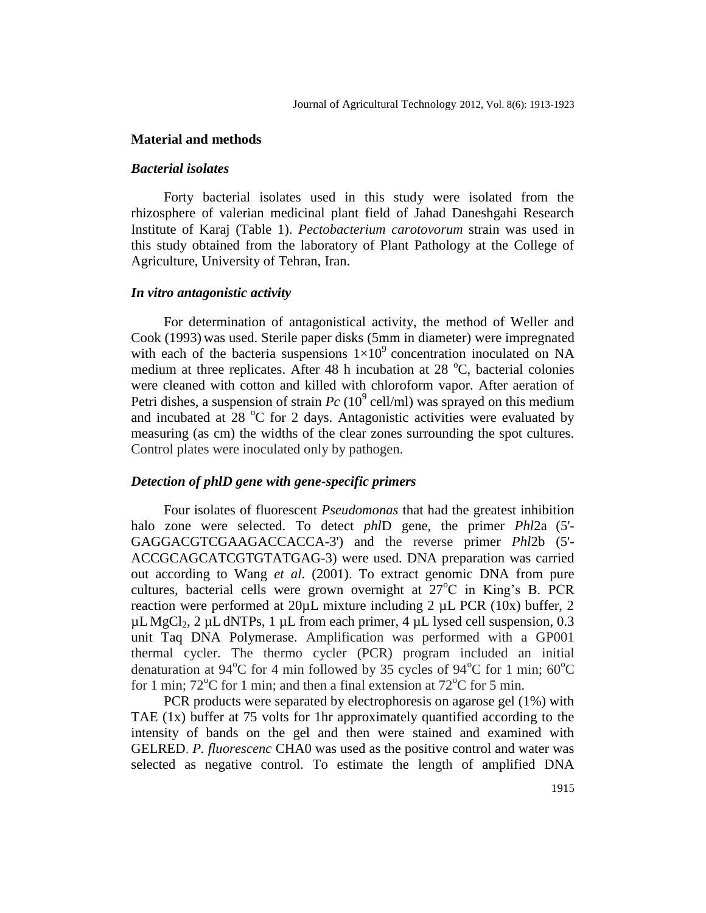## Material and methods

### *Bacterial isolates*

Forty bacterial isolates used in this study were isolated from the rhizosphere of valerian medicinal plant field of Jahad Daneshgahi Research Institute of Karaj (Table 1). *Pectobacterium carotovorum* strain was used in this study obtained from the laboratory of Plant Pathology at the College of Agriculture, University of Tehran, Iran.

### *In vitro antagonistic activity*

For determination of antagonistical activity, the method of Weller and Cook (1993) was used. Sterile paper disks (5mm in diameter) were impregnated with each of the bacteria suspensions $1\times10^9$ concentration inoculated on NA medium at three replicates. After 48 h incubation at 28 °C, bacterial colonies were cleaned with cotton and killed with chloroform vapor. After aeration of Petri dishes, a suspension of strain *Pc* ($10^9$ cell/ml) was sprayed on this medium and incubated at 28 °C for 2 days. Antagonistic activities were evaluated by measuring (as cm) the widths of the clear zones surrounding the spot cultures. Control plates were inoculated only by pathogen.

### *Detection of phlD gene with gene-specific primers*

Four isolates of fluorescent *Pseudomonas* that had the greatest inhibition halo zone were selected. To detect *phl*D gene, the primer *Phl*2a (5'-GAGGACGTCGAAGACCACCA-3') and the reverse primer *Phl*2b (5'-ACCGCAGCATCGTGTATGAG-3) were used. DNA preparation was carried out according to Wang *et al*. (2001). To extract genomic DNA from pure cultures, bacterial cells were grown overnight at 27°C in King's B. PCR reaction were performed at 20µL mixture including 2 µL PCR (10x) buffer, 2 µL $MgCl_2$, 2 µL dNTPs, 1 µL from each primer, 4 µL lysed cell suspension, 0.3 unit Taq DNA Polymerase. Amplification was performed with a GP001 thermal cycler. The thermo cycler (PCR) program included an initial denaturation at 94°C for 4 min followed by 35 cycles of 94°C for 1 min; 60°C for 1 min; 72°C for 1 min; and then a final extension at 72°C for 5 min.

PCR products were separated by electrophoresis on agarose gel (1%) with TAE (1x) buffer at 75 volts for 1hr approximately quantified according to the intensity of bands on the gel and then were stained and examined with GELRED. *P. fluorescenc* CHA0 was used as the positive control and water was selected as negative control. To estimate the length of amplified DNA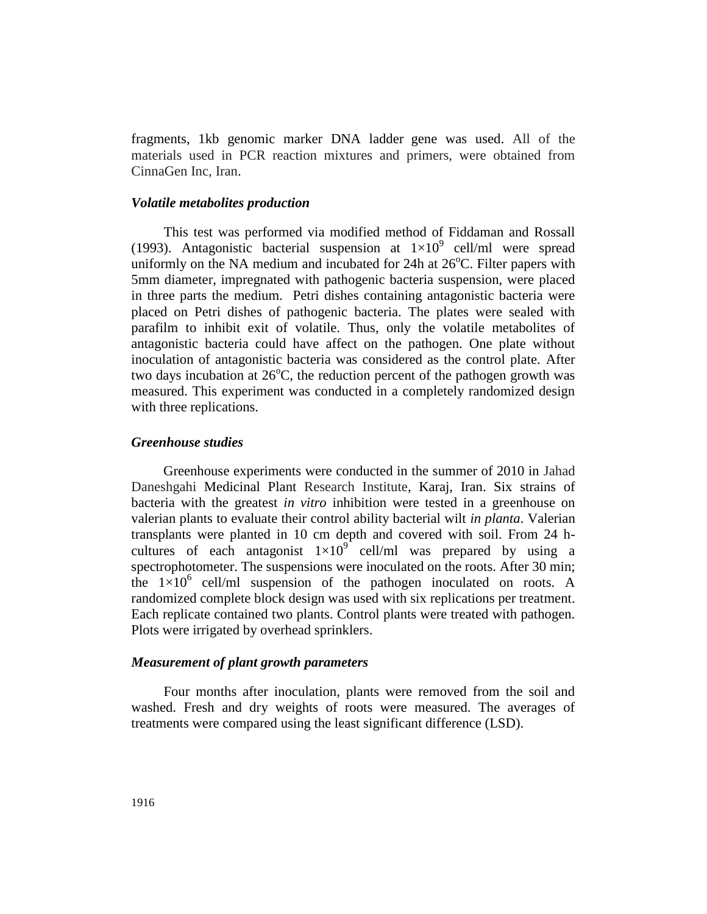fragments, 1kb genomic marker DNA ladder gene was used. All of the materials used in PCR reaction mixtures and primers, were obtained from CinnaGen Inc, Iran.

### *Volatile metabolites production*

This test was performed via modified method of Fiddaman and Rossall (1993). Antagonistic bacterial suspension at $1{\times}10^9$ cell/ml were spread uniformly on the NA medium and incubated for 24h at 26$^o$C. Filter papers with 5mm diameter, impregnated with pathogenic bacteria suspension, were placed in three parts the medium. Petri dishes containing antagonistic bacteria were placed on Petri dishes of pathogenic bacteria. The plates were sealed with parafilm to inhibit exit of volatile. Thus, only the volatile metabolites of antagonistic bacteria could have affect on the pathogen. One plate without inoculation of antagonistic bacteria was considered as the control plate. After two days incubation at 26$^o$C, the reduction percent of the pathogen growth was measured. This experiment was conducted in a completely randomized design with three replications.

### *Greenhouse studies*

Greenhouse experiments were conducted in the summer of 2010 in Jahad Daneshgahi Medicinal Plant Research Institute, Karaj, Iran. Six strains of bacteria with the greatest *in vitro* inhibition were tested in a greenhouse on valerian plants to evaluate their control ability bacterial wilt *in planta*. Valerian transplants were planted in 10 cm depth and covered with soil. From 24 h-cultures of each antagonist $1{\times}10^9$ cell/ml was prepared by using a spectrophotometer. The suspensions were inoculated on the roots. After 30 min; the $1{\times}10^6$ cell/ml suspension of the pathogen inoculated on roots. A randomized complete block design was used with six replications per treatment. Each replicate contained two plants. Control plants were treated with pathogen. Plots were irrigated by overhead sprinklers.

### *Measurement of plant growth parameters*

Four months after inoculation, plants were removed from the soil and washed. Fresh and dry weights of roots were measured. The averages of treatments were compared using the least significant difference (LSD).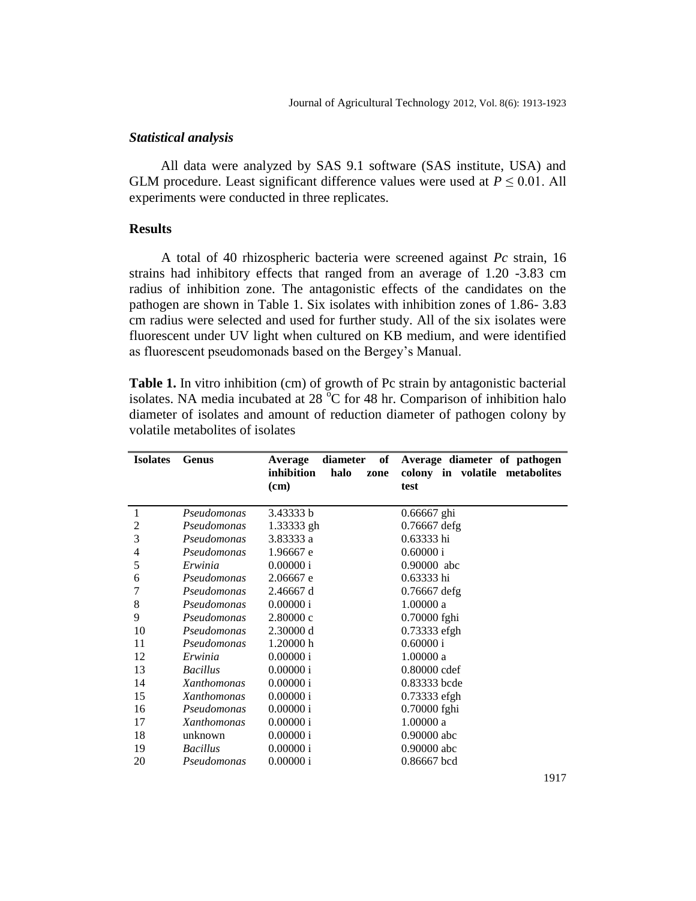### *Statistical analysis*

All data were analyzed by SAS 9.1 software (SAS institute, USA) and GLM procedure. Least significant difference values were used at $P \leq 0.01$. All experiments were conducted in three replicates.

## Results

A total of 40 rhizospheric bacteria were screened against *Pc* strain, 16 strains had inhibitory effects that ranged from an average of 1.20 -3.83 cm radius of inhibition zone. The antagonistic effects of the candidates on the pathogen are shown in Table 1. Six isolates with inhibition zones of 1.86- 3.83 cm radius were selected and used for further study. All of the six isolates were fluorescent under UV light when cultured on KB medium, and were identified as fluorescent pseudomonads based on the Bergey's Manual.

**Table 1.** In vitro inhibition (cm) of growth of Pc strain by antagonistic bacterial isolates. NA media incubated at 28 $^{o}$C for 48 hr. Comparison of inhibition halo diameter of isolates and amount of reduction diameter of pathogen colony by volatile metabolites of isolates

| Isolates | Genus | Average diameter of inhibition halo zone (cm) | Average diameter of pathogen colony in volatile metabolites test |
|---|---|---|---|
| 1 | *Pseudomonas* | 3.43333 b | 0.66667 ghi |
| 2 | *Pseudomonas* | 1.33333 gh | 0.76667 defg |
| 3 | *Pseudomonas* | 3.83333 a | 0.63333 hi |
| 4 | *Pseudomonas* | 1.96667 e | 0.60000 i |
| 5 | *Erwinia* | 0.00000 i | 0.90000 abc |
| 6 | *Pseudomonas* | 2.06667 e | 0.63333 hi |
| 7 | *Pseudomonas* | 2.46667 d | 0.76667 defg |
| 8 | *Pseudomonas* | 0.00000 i | 1.00000 a |
| 9 | *Pseudomonas* | 2.80000 c | 0.70000 fghi |
| 10 | *Pseudomonas* | 2.30000 d | 0.73333 efgh |
| 11 | *Pseudomonas* | 1.20000 h | 0.60000 i |
| 12 | *Erwinia* | 0.00000 i | 1.00000 a |
| 13 | *Bacillus* | 0.00000 i | 0.80000 cdef |
| 14 | *Xanthomonas* | 0.00000 i | 0.83333 bcde |
| 15 | *Xanthomonas* | 0.00000 i | 0.73333 efgh |
| 16 | *Pseudomonas* | 0.00000 i | 0.70000 fghi |
| 17 | *Xanthomonas* | 0.00000 i | 1.00000 a |
| 18 | unknown | 0.00000 i | 0.90000 abc |
| 19 | *Bacillus* | 0.00000 i | 0.90000 abc |
| 20 | *Pseudomonas* | 0.00000 i | 0.86667 bcd |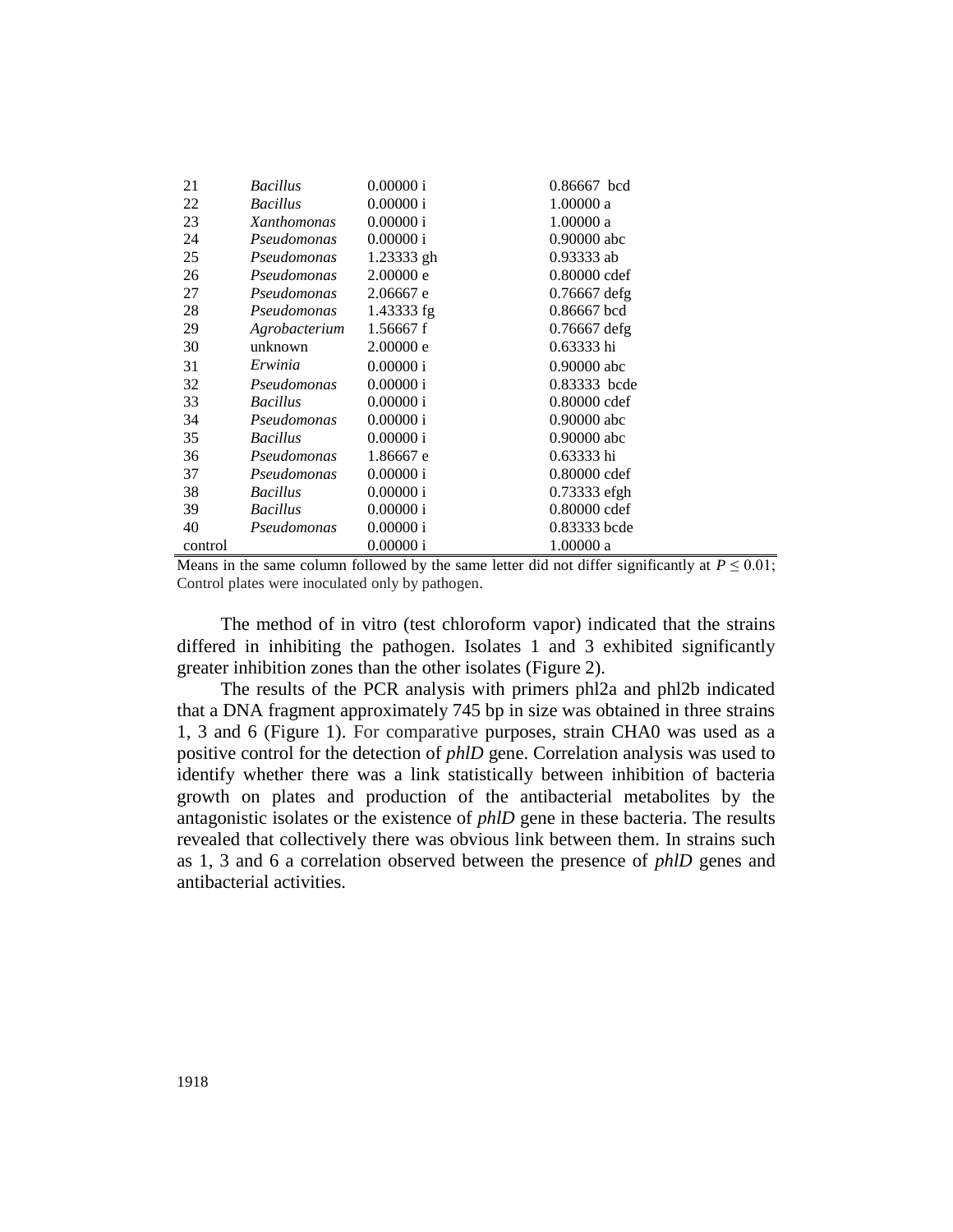| | | | |
|---|---|---|---|
| 21 | *Bacillus* | 0.00000 i | 0.86667 bcd |
| 22 | *Bacillus* | 0.00000 i | 1.00000 a |
| 23 | *Xanthomonas* | 0.00000 i | 1.00000 a |
| 24 | *Pseudomonas* | 0.00000 i | 0.90000 abc |
| 25 | *Pseudomonas* | 1.23333 gh | 0.93333 ab |
| 26 | *Pseudomonas* | 2.00000 e | 0.80000 cdef |
| 27 | *Pseudomonas* | 2.06667 e | 0.76667 defg |
| 28 | *Pseudomonas* | 1.43333 fg | 0.86667 bcd |
| 29 | *Agrobacterium* | 1.56667 f | 0.76667 defg |
| 30 | unknown | 2.00000 e | 0.63333 hi |
| 31 | *Erwinia* | 0.00000 i | 0.90000 abc |
| 32 | *Pseudomonas* | 0.00000 i | 0.83333 bcde |
| 33 | *Bacillus* | 0.00000 i | 0.80000 cdef |
| 34 | *Pseudomonas* | 0.00000 i | 0.90000 abc |
| 35 | *Bacillus* | 0.00000 i | 0.90000 abc |
| 36 | *Pseudomonas* | 1.86667 e | 0.63333 hi |
| 37 | *Pseudomonas* | 0.00000 i | 0.80000 cdef |
| 38 | *Bacillus* | 0.00000 i | 0.73333 efgh |
| 39 | *Bacillus* | 0.00000 i | 0.80000 cdef |
| 40 | *Pseudomonas* | 0.00000 i | 0.83333 bcde |
| control | | 0.00000 i | 1.00000 a |

Means in the same column followed by the same letter did not differ significantly at $P \leq 0.01$; Control plates were inoculated only by pathogen.

The method of in vitro (test chloroform vapor) indicated that the strains differed in inhibiting the pathogen. Isolates 1 and 3 exhibited significantly greater inhibition zones than the other isolates (Figure 2).

The results of the PCR analysis with primers phl2a and phl2b indicated that a DNA fragment approximately 745 bp in size was obtained in three strains 1, 3 and 6 (Figure 1). For comparative purposes, strain CHA0 was used as a positive control for the detection of *phlD* gene. Correlation analysis was used to identify whether there was a link statistically between inhibition of bacteria growth on plates and production of the antibacterial metabolites by the antagonistic isolates or the existence of *phlD* gene in these bacteria. The results revealed that collectively there was obvious link between them. In strains such as 1, 3 and 6 a correlation observed between the presence of *phlD* genes and antibacterial activities.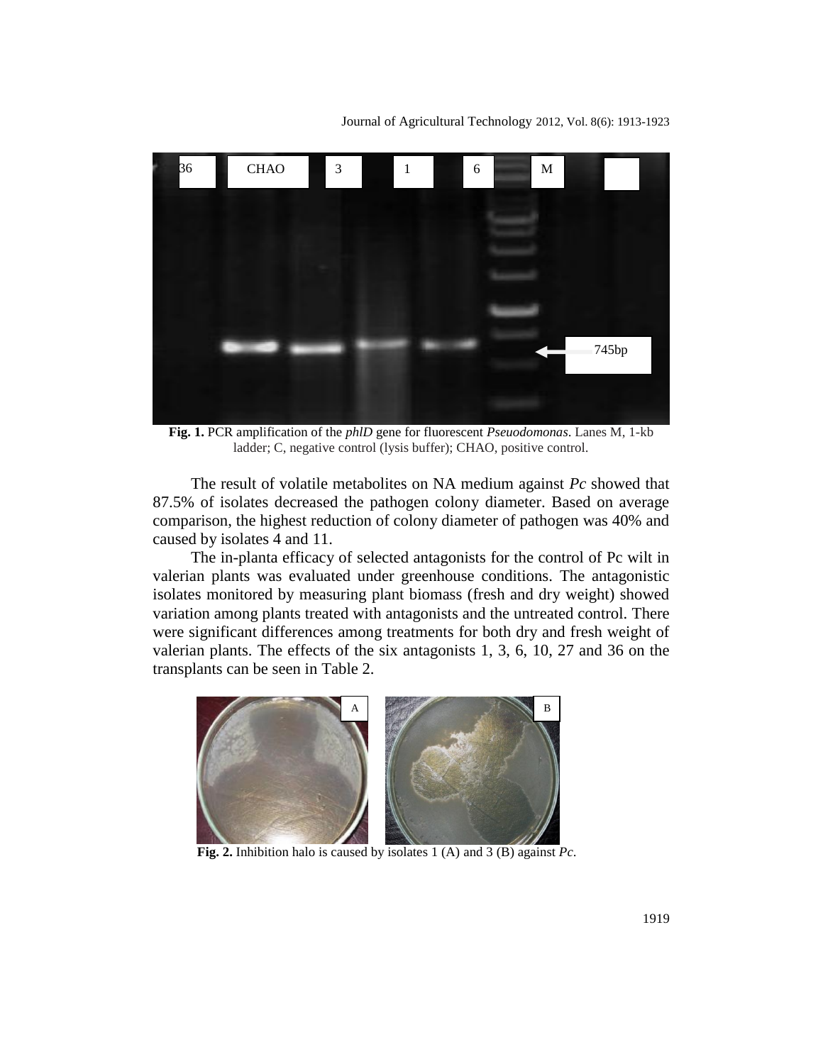**Fig. 1.** PCR amplification of the *phlD* gene for fluorescent *Pseuodomonas*. Lanes M, 1-kb ladder; C, negative control (lysis buffer); CHAO, positive control.

The result of volatile metabolites on NA medium against *Pc* showed that 87.5% of isolates decreased the pathogen colony diameter. Based on average comparison, the highest reduction of colony diameter of pathogen was 40% and caused by isolates 4 and 11.

The in-planta efficacy of selected antagonists for the control of Pc wilt in valerian plants was evaluated under greenhouse conditions. The antagonistic isolates monitored by measuring plant biomass (fresh and dry weight) showed variation among plants treated with antagonists and the untreated control. There were significant differences among treatments for both dry and fresh weight of valerian plants. The effects of the six antagonists 1, 3, 6, 10, 27 and 36 on the transplants can be seen in Table 2.

**Fig. 2.** Inhibition halo is caused by isolates 1 (A) and 3 (B) against *Pc*.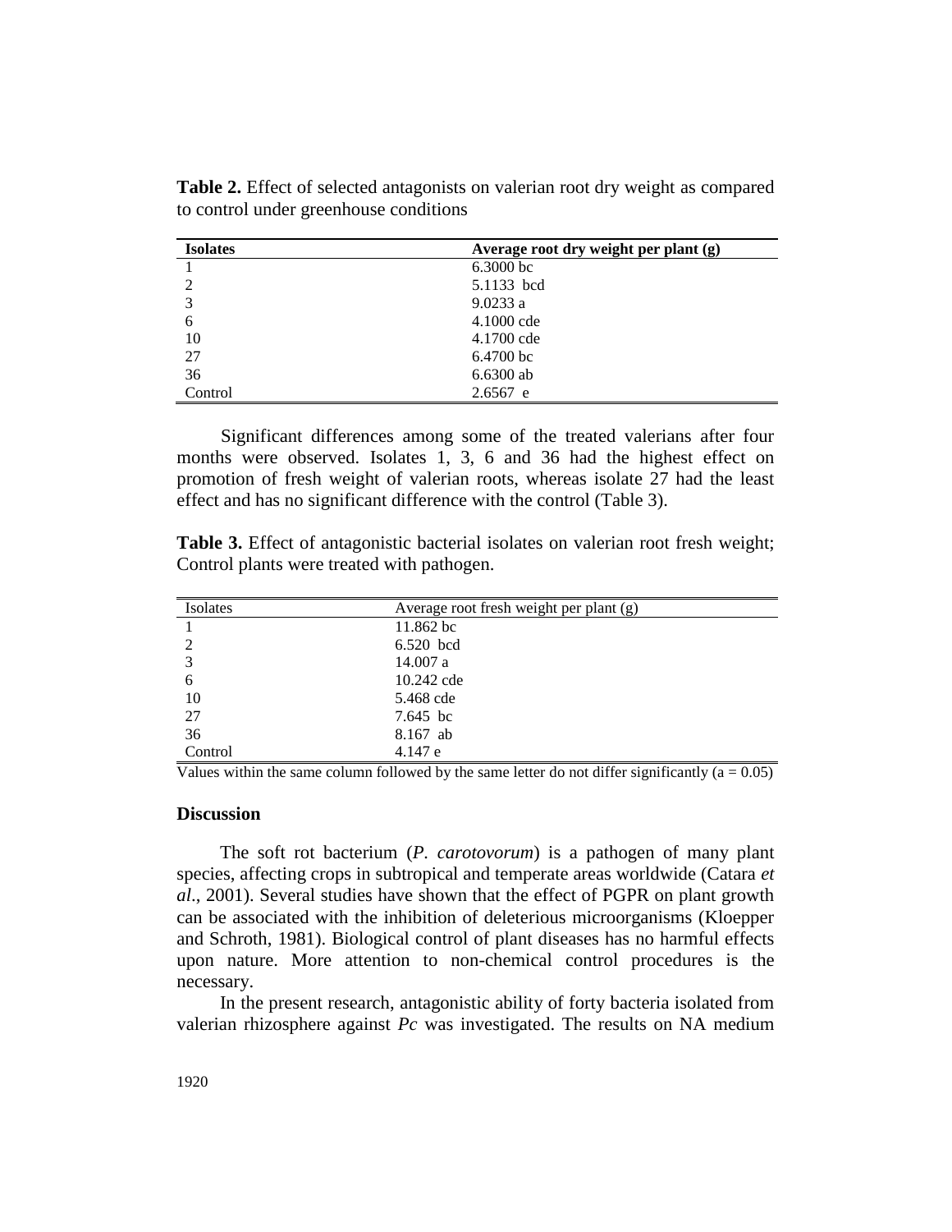**Table 2.** Effect of selected antagonists on valerian root dry weight as compared to control under greenhouse conditions

| Isolates | Average root dry weight per plant (g) |
|---|---|
| 1 | 6.3000 bc |
| 2 | 5.1133 bcd |
| 3 | 9.0233 a |
| 6 | 4.1000 cde |
| 10 | 4.1700 cde |
| 27 | 6.4700 bc |
| 36 | 6.6300 ab |
| Control | 2.6567 e |

Significant differences among some of the treated valerians after four months were observed. Isolates 1, 3, 6 and 36 had the highest effect on promotion of fresh weight of valerian roots, whereas isolate 27 had the least effect and has no significant difference with the control (Table 3).

**Table 3.** Effect of antagonistic bacterial isolates on valerian root fresh weight; Control plants were treated with pathogen.

| Isolates | Average root fresh weight per plant (g) |
|---|---|
| 1 | 11.862 bc |
| 2 | 6.520 bcd |
| 3 | 14.007 a |
| 6 | 10.242 cde |
| 10 | 5.468 cde |
| 27 | 7.645 bc |
| 36 | 8.167 ab |
| Control | 4.147 e |

Values within the same column followed by the same letter do not differ significantly (a = 0.05)

## Discussion

The soft rot bacterium (*P. carotovorum*) is a pathogen of many plant species, affecting crops in subtropical and temperate areas worldwide (Catara *et al*., 2001). Several studies have shown that the effect of PGPR on plant growth can be associated with the inhibition of deleterious microorganisms (Kloepper and Schroth, 1981). Biological control of plant diseases has no harmful effects upon nature. More attention to non-chemical control procedures is the necessary.

In the present research, antagonistic ability of forty bacteria isolated from valerian rhizosphere against *Pc* was investigated. The results on NA medium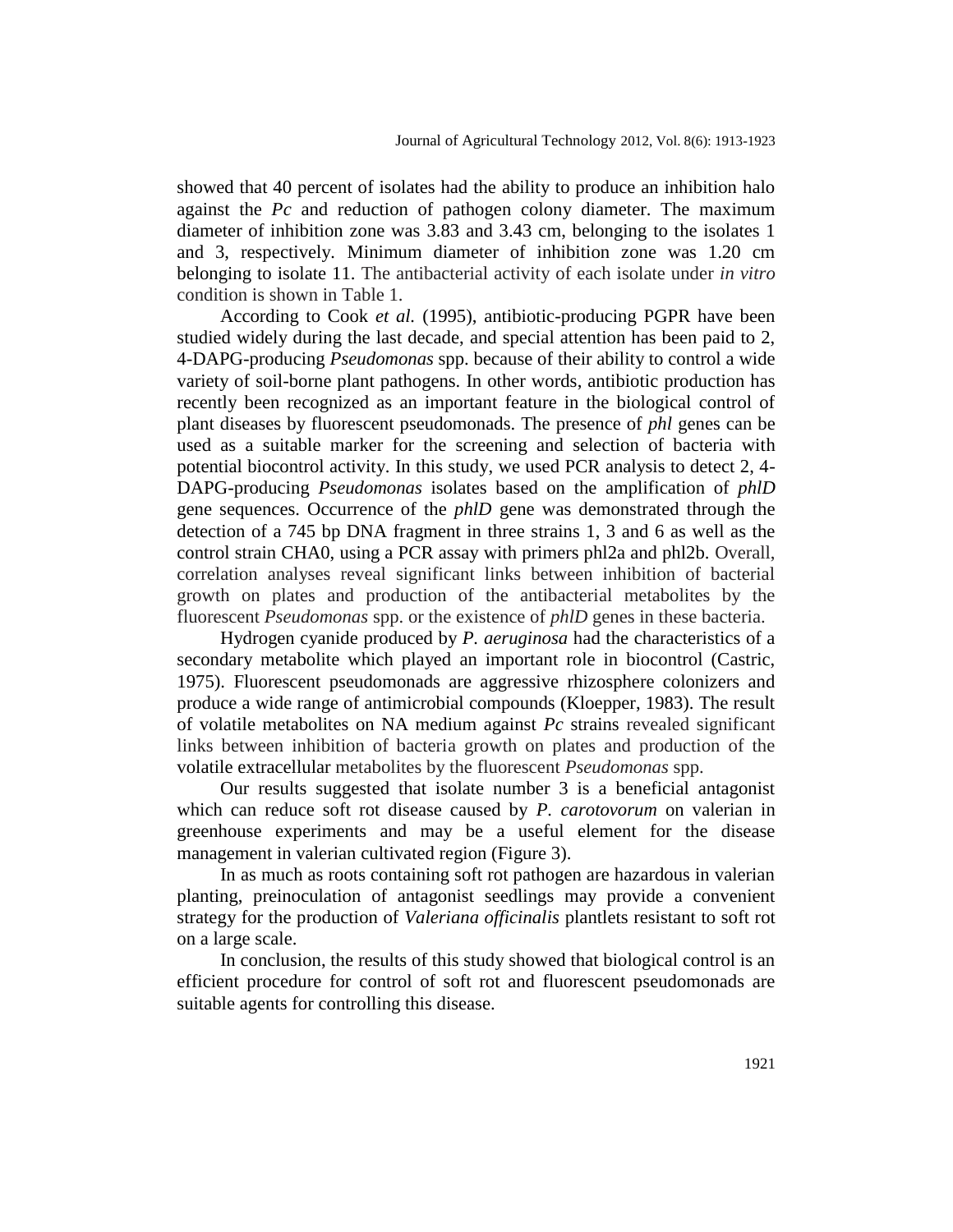showed that 40 percent of isolates had the ability to produce an inhibition halo against the *Pc* and reduction of pathogen colony diameter. The maximum diameter of inhibition zone was 3.83 and 3.43 cm, belonging to the isolates 1 and 3, respectively. Minimum diameter of inhibition zone was 1.20 cm belonging to isolate 11. The antibacterial activity of each isolate under *in vitro* condition is shown in Table 1.

According to Cook *et al.* (1995), antibiotic-producing PGPR have been studied widely during the last decade, and special attention has been paid to 2, 4-DAPG-producing *Pseudomonas* spp. because of their ability to control a wide variety of soil-borne plant pathogens. In other words, antibiotic production has recently been recognized as an important feature in the biological control of plant diseases by fluorescent pseudomonads. The presence of *phl* genes can be used as a suitable marker for the screening and selection of bacteria with potential biocontrol activity. In this study, we used PCR analysis to detect 2, 4-DAPG-producing *Pseudomonas* isolates based on the amplification of *phlD* gene sequences. Occurrence of the *phlD* gene was demonstrated through the detection of a 745 bp DNA fragment in three strains 1, 3 and 6 as well as the control strain CHA0, using a PCR assay with primers phl2a and phl2b. Overall, correlation analyses reveal significant links between inhibition of bacterial growth on plates and production of the antibacterial metabolites by the fluorescent *Pseudomonas* spp. or the existence of *phlD* genes in these bacteria.

Hydrogen cyanide produced by *P. aeruginosa* had the characteristics of a secondary metabolite which played an important role in biocontrol (Castric, 1975). Fluorescent pseudomonads are aggressive rhizosphere colonizers and produce a wide range of antimicrobial compounds (Kloepper, 1983). The result of volatile metabolites on NA medium against *Pc* strains revealed significant links between inhibition of bacteria growth on plates and production of the volatile extracellular metabolites by the fluorescent *Pseudomonas* spp.

Our results suggested that isolate number 3 is a beneficial antagonist which can reduce soft rot disease caused by *P. carotovorum* on valerian in greenhouse experiments and may be a useful element for the disease management in valerian cultivated region (Figure 3).

In as much as roots containing soft rot pathogen are hazardous in valerian planting, preinoculation of antagonist seedlings may provide a convenient strategy for the production of *Valeriana officinalis* plantlets resistant to soft rot on a large scale.

In conclusion, the results of this study showed that biological control is an efficient procedure for control of soft rot and fluorescent pseudomonads are suitable agents for controlling this disease.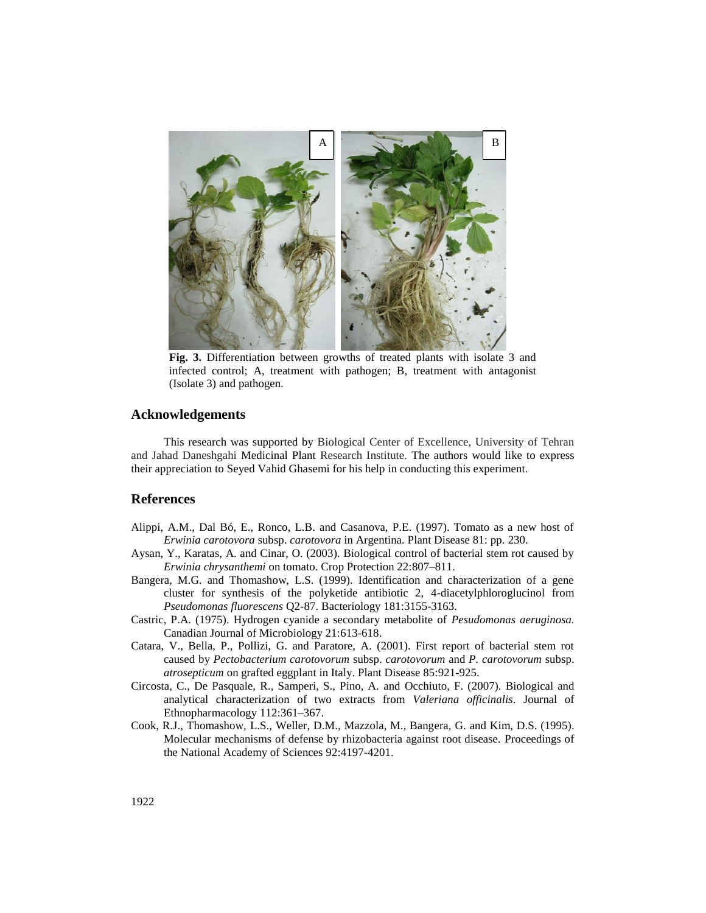**Fig. 3.** Differentiation between growths of treated plants with isolate 3 and infected control; A, treatment with pathogen; B, treatment with antagonist (Isolate 3) and pathogen.

## Acknowledgements

This research was supported by Biological Center of Excellence, University of Tehran and Jahad Daneshgahi Medicinal Plant Research Institute. The authors would like to express their appreciation to Seyed Vahid Ghasemi for his help in conducting this experiment.

## References

Alippi, A.M., Dal Bó, E., Ronco, L.B. and Casanova, P.E. (1997). Tomato as a new host of *Erwinia carotovora* subsp. *carotovora* in Argentina. Plant Disease 81: pp. 230.

Aysan, Y., Karatas, A. and Cinar, O. (2003). Biological control of bacterial stem rot caused by *Erwinia chrysanthemi* on tomato. Crop Protection 22:807–811.

Bangera, M.G. and Thomashow, L.S. (1999). Identification and characterization of a gene cluster for synthesis of the polyketide antibiotic 2, 4-diacetylphloroglucinol from *Pseudomonas fluorescens* Q2-87. Bacteriology 181:3155-3163.

Castric, P.A. (1975). Hydrogen cyanide a secondary metabolite of *Pesudomonas aeruginosa.* Canadian Journal of Microbiology 21:613-618.

Catara, V., Bella, P., Pollizi, G. and Paratore, A. (2001). First report of bacterial stem rot caused by *Pectobacterium carotovorum* subsp. *carotovorum* and *P. carotovorum* subsp. *atrosepticum* on grafted eggplant in Italy. Plant Disease 85:921-925.

Circosta, C., De Pasquale, R., Samperi, S., Pino, A. and Occhiuto, F. (2007). Biological and analytical characterization of two extracts from *Valeriana officinalis*. Journal of Ethnopharmacology 112:361–367.

Cook, R.J., Thomashow, L.S., Weller, D.M., Mazzola, M., Bangera, G. and Kim, D.S. (1995). Molecular mechanisms of defense by rhizobacteria against root disease. Proceedings of the National Academy of Sciences 92:4197-4201.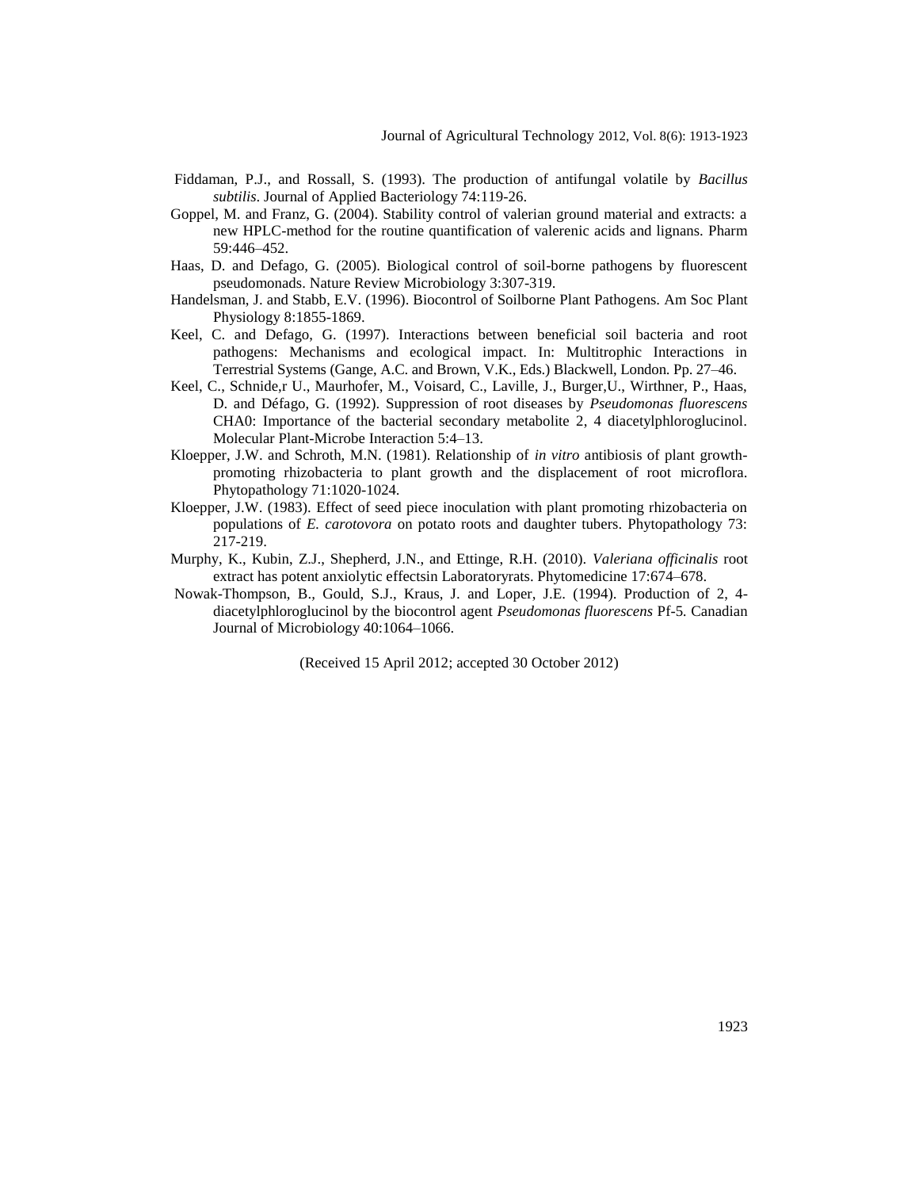Fiddaman, P.J., and Rossall, S. (1993). The production of antifungal volatile by *Bacillus subtilis*. Journal of Applied Bacteriology 74:119-26.

Goppel, M. and Franz, G. (2004). Stability control of valerian ground material and extracts: a new HPLC-method for the routine quantification of valerenic acids and lignans. Pharm 59:446–452.

Haas, D. and Defago, G. (2005). Biological control of soil-borne pathogens by fluorescent pseudomonads. Nature Review Microbiology 3:307-319.

Handelsman, J. and Stabb, E.V. (1996). Biocontrol of Soilborne Plant Pathogens. Am Soc Plant Physiology 8:1855-1869.

Keel, C. and Defago, G. (1997). Interactions between beneficial soil bacteria and root pathogens: Mechanisms and ecological impact. In: Multitrophic Interactions in Terrestrial Systems (Gange, A.C. and Brown, V.K., Eds.) Blackwell, London. Pp. 27–46.

Keel, C., Schnide,r U., Maurhofer, M., Voisard, C., Laville, J., Burger,U., Wirthner, P., Haas, D. and Défago, G. (1992). Suppression of root diseases by *Pseudomonas fluorescens* CHA0: Importance of the bacterial secondary metabolite 2, 4 diacetylphloroglucinol. Molecular Plant-Microbe Interaction 5:4–13.

Kloepper, J.W. and Schroth, M.N. (1981). Relationship of *in vitro* antibiosis of plant growth-promoting rhizobacteria to plant growth and the displacement of root microflora. Phytopathology 71:1020-1024.

Kloepper, J.W. (1983). Effect of seed piece inoculation with plant promoting rhizobacteria on populations of *E. carotovora* on potato roots and daughter tubers. Phytopathology 73: 217-219.

Murphy, K., Kubin, Z.J., Shepherd, J.N., and Ettinge, R.H. (2010). *Valeriana officinalis* root extract has potent anxiolytic effectsin Laboratoryrats. Phytomedicine 17:674–678.

Nowak-Thompson, B., Gould, S.J., Kraus, J. and Loper, J.E. (1994). Production of 2, 4-diacetylphloroglucinol by the biocontrol agent *Pseudomonas fluorescens* Pf-5. Canadian Journal of Microbiology 40:1064–1066.

(Received 15 April 2012; accepted 30 October 2012)